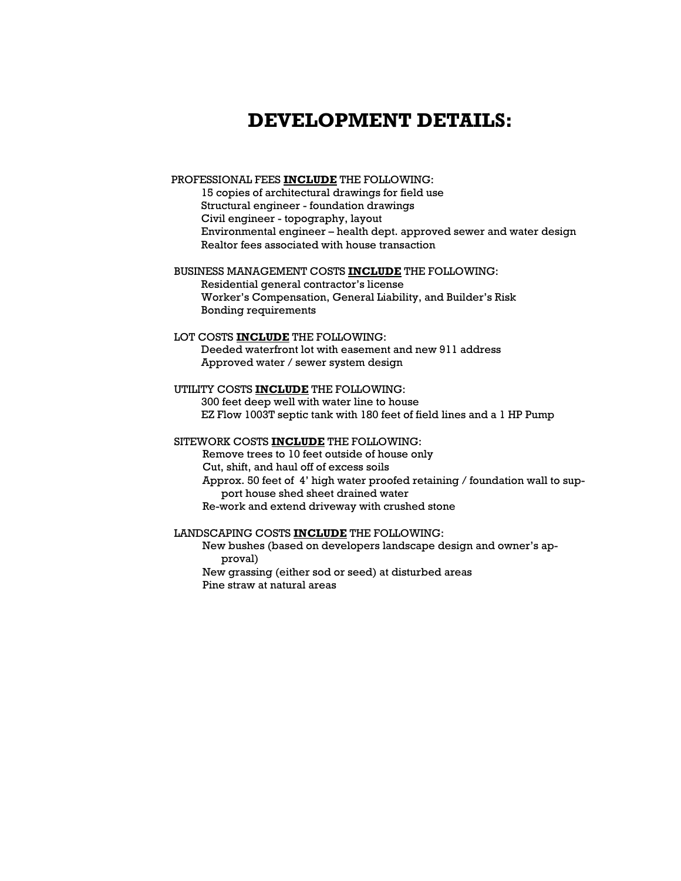# DEVELOPMENT DETAILS:

PROFESSIONAL FEES **INCLUDE** THE FOLLOWING:

- 15 copies of architectural drawings for field use
- Structural engineer - foundation drawings
- Civil engineer - topography, layout
- Environmental engineer – health dept. approved sewer and water design
- Realtor fees associated with house transaction

BUSINESS MANAGEMENT COSTS **INCLUDE** THE FOLLOWING:

- Residential general contractor's license
- Worker's Compensation, General Liability, and Builder's Risk
- Bonding requirements

LOT COSTS **INCLUDE** THE FOLLOWING:

- Deeded waterfront lot with easement and new 911 address
- Approved water / sewer system design

UTILITY COSTS **INCLUDE** THE FOLLOWING:

- 300 feet deep well with water line to house
- EZ Flow 1003T septic tank with 180 feet of field lines and a 1 HP Pump

SITEWORK COSTS **INCLUDE** THE FOLLOWING:

- Remove trees to 10 feet outside of house only
- Cut, shift, and haul off of excess soils
- Approx. 50 feet of 4' high water proofed retaining / foundation wall to support house shed sheet drained water
- Re-work and extend driveway with crushed stone

LANDSCAPING COSTS **INCLUDE** THE FOLLOWING:

- New bushes (based on developers landscape design and owner's approval)
- New grassing (either sod or seed) at disturbed areas
- Pine straw at natural areas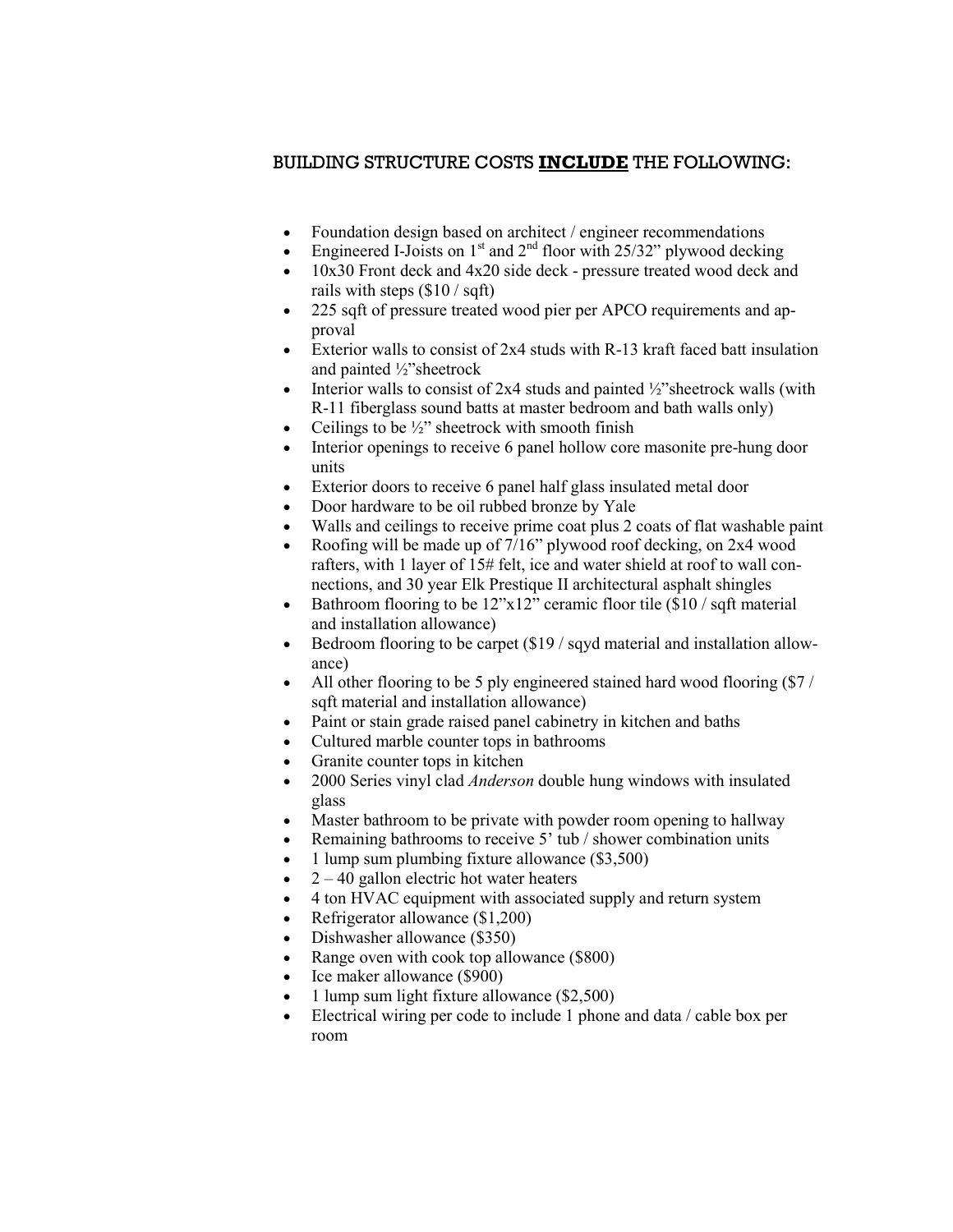## BUILDING STRUCTURE COSTS **INCLUDE** THE FOLLOWING:

- Foundation design based on architect / engineer recommendations
- Engineered I-Joists on 1st and 2nd floor with 25/32" plywood decking
- 10x30 Front deck and 4x20 side deck - pressure treated wood deck and rails with steps ($10 / sqft)
- 225 sqft of pressure treated wood pier per APCO requirements and approval
- Exterior walls to consist of 2x4 studs with R-13 kraft faced batt insulation and painted ½"sheetrock
- Interior walls to consist of 2x4 studs and painted ½"sheetrock walls (with R-11 fiberglass sound batts at master bedroom and bath walls only)
- Ceilings to be ½" sheetrock with smooth finish
- Interior openings to receive 6 panel hollow core masonite pre-hung door units
- Exterior doors to receive 6 panel half glass insulated metal door
- Door hardware to be oil rubbed bronze by Yale
- Walls and ceilings to receive prime coat plus 2 coats of flat washable paint
- Roofing will be made up of 7/16" plywood roof decking, on 2x4 wood rafters, with 1 layer of 15# felt, ice and water shield at roof to wall connections, and 30 year Elk Prestique II architectural asphalt shingles
- Bathroom flooring to be 12"x12" ceramic floor tile ($10 / sqft material and installation allowance)
- Bedroom flooring to be carpet ($19 / sqyd material and installation allowance)
- All other flooring to be 5 ply engineered stained hard wood flooring ($7 / sqft material and installation allowance)
- Paint or stain grade raised panel cabinetry in kitchen and baths
- Cultured marble counter tops in bathrooms
- Granite counter tops in kitchen
- 2000 Series vinyl clad *Anderson* double hung windows with insulated glass
- Master bathroom to be private with powder room opening to hallway
- Remaining bathrooms to receive 5' tub / shower combination units
- 1 lump sum plumbing fixture allowance ($3,500)
- 2 – 40 gallon electric hot water heaters
- 4 ton HVAC equipment with associated supply and return system
- Refrigerator allowance ($1,200)
- Dishwasher allowance ($350)
- Range oven with cook top allowance ($800)
- Ice maker allowance ($900)
- 1 lump sum light fixture allowance ($2,500)
- Electrical wiring per code to include 1 phone and data / cable box per room